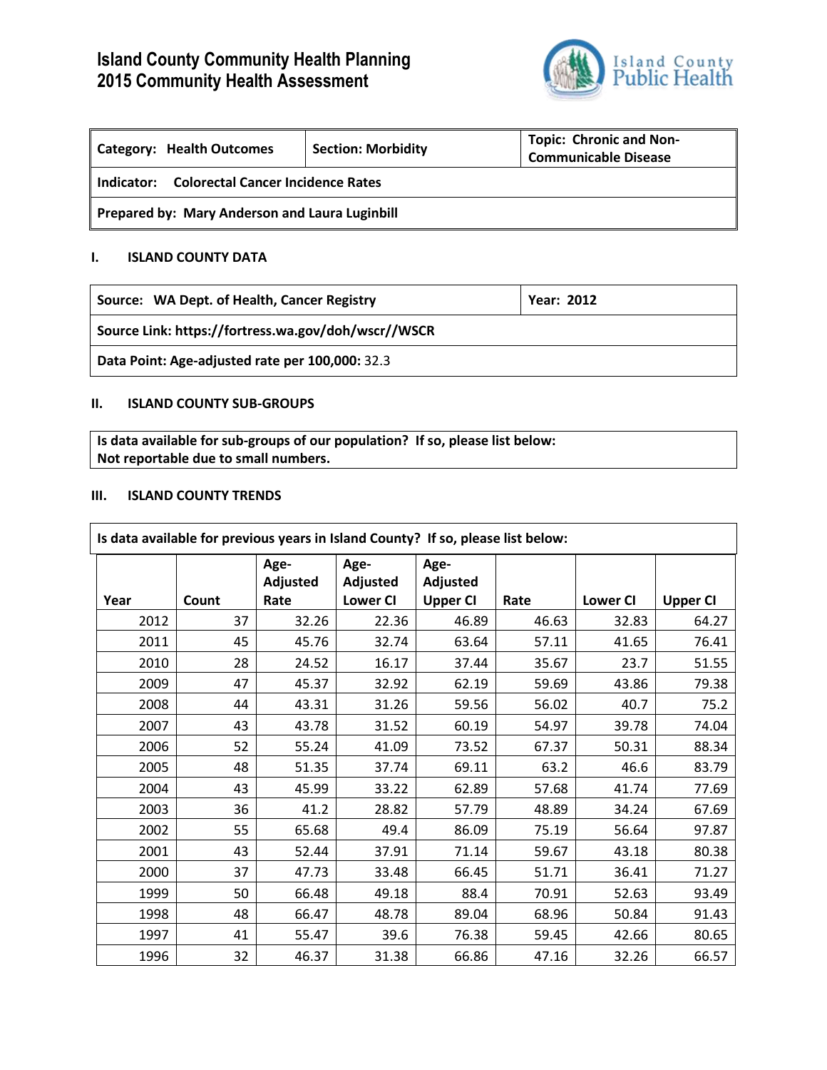# Island County Community Health Planning
# 2015 Community Health Assessment

| Category: Health Outcomes | Section: Morbidity | Topic: Chronic and Non-Communicable Disease |
|---|---|---|
| **Indicator:** Colorectal Cancer Incidence Rates | | |
| **Prepared by:** Mary Anderson and Laura Luginbill | | |

## I. ISLAND COUNTY DATA

| Source: WA Dept. of Health, Cancer Registry | Year: 2012 |
|---|---|
| **Source Link:** https://fortress.wa.gov/doh/wscr//WSCR | |
| **Data Point: Age-adjusted rate per 100,000:** 32.3 | |

## II. ISLAND COUNTY SUB-GROUPS

**Is data available for sub-groups of our population? If so, please list below:**
**Not reportable due to small numbers.**

## III. ISLAND COUNTY TRENDS

**Is data available for previous years in Island County? If so, please list below:**

| Year | Count | Age-Adjusted Rate | Age-Adjusted Lower CI | Age-Adjusted Upper CI | Rate | Lower CI | Upper CI |
|---|---|---|---|---|---|---|---|
| 2012 | 37 | 32.26 | 22.36 | 46.89 | 46.63 | 32.83 | 64.27 |
| 2011 | 45 | 45.76 | 32.74 | 63.64 | 57.11 | 41.65 | 76.41 |
| 2010 | 28 | 24.52 | 16.17 | 37.44 | 35.67 | 23.7 | 51.55 |
| 2009 | 47 | 45.37 | 32.92 | 62.19 | 59.69 | 43.86 | 79.38 |
| 2008 | 44 | 43.31 | 31.26 | 59.56 | 56.02 | 40.7 | 75.2 |
| 2007 | 43 | 43.78 | 31.52 | 60.19 | 54.97 | 39.78 | 74.04 |
| 2006 | 52 | 55.24 | 41.09 | 73.52 | 67.37 | 50.31 | 88.34 |
| 2005 | 48 | 51.35 | 37.74 | 69.11 | 63.2 | 46.6 | 83.79 |
| 2004 | 43 | 45.99 | 33.22 | 62.89 | 57.68 | 41.74 | 77.69 |
| 2003 | 36 | 41.2 | 28.82 | 57.79 | 48.89 | 34.24 | 67.69 |
| 2002 | 55 | 65.68 | 49.4 | 86.09 | 75.19 | 56.64 | 97.87 |
| 2001 | 43 | 52.44 | 37.91 | 71.14 | 59.67 | 43.18 | 80.38 |
| 2000 | 37 | 47.73 | 33.48 | 66.45 | 51.71 | 36.41 | 71.27 |
| 1999 | 50 | 66.48 | 49.18 | 88.4 | 70.91 | 52.63 | 93.49 |
| 1998 | 48 | 66.47 | 48.78 | 89.04 | 68.96 | 50.84 | 91.43 |
| 1997 | 41 | 55.47 | 39.6 | 76.38 | 59.45 | 42.66 | 80.65 |
| 1996 | 32 | 46.37 | 31.38 | 66.86 | 47.16 | 32.26 | 66.57 |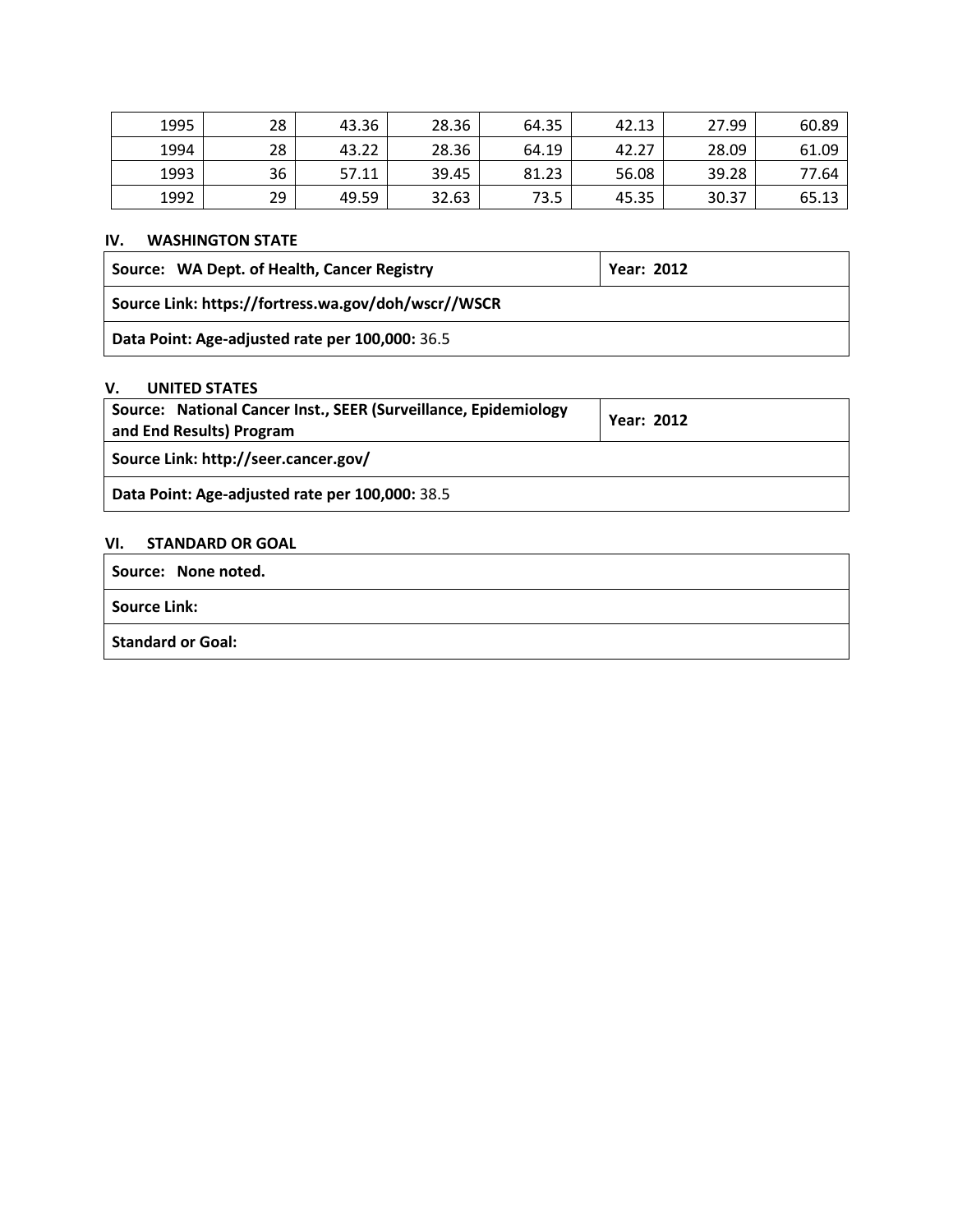| | | | | | | | |
|---|---|---|---|---|---|---|---|
| 1995 | 28 | 43.36 | 28.36 | 64.35 | 42.13 | 27.99 | 60.89 |
| 1994 | 28 | 43.22 | 28.36 | 64.19 | 42.27 | 28.09 | 61.09 |
| 1993 | 36 | 57.11 | 39.45 | 81.23 | 56.08 | 39.28 | 77.64 |
| 1992 | 29 | 49.59 | 32.63 | 73.5 | 45.35 | 30.37 | 65.13 |

### IV. WASHINGTON STATE

| | |
|---|---|
| **Source: WA Dept. of Health, Cancer Registry** | **Year: 2012** |
| **Source Link: https://fortress.wa.gov/doh/wscr//WSCR** | |
| **Data Point: Age-adjusted rate per 100,000:** 36.5 | |

### V. UNITED STATES

| | |
|---|---|
| **Source: National Cancer Inst., SEER (Surveillance, Epidemiology and End Results) Program** | **Year: 2012** |
| **Source Link: http://seer.cancer.gov/** | |
| **Data Point: Age-adjusted rate per 100,000:** 38.5 | |

### VI. STANDARD OR GOAL

| |
|---|
| **Source: None noted.** |
| **Source Link:** |
| **Standard or Goal:** |